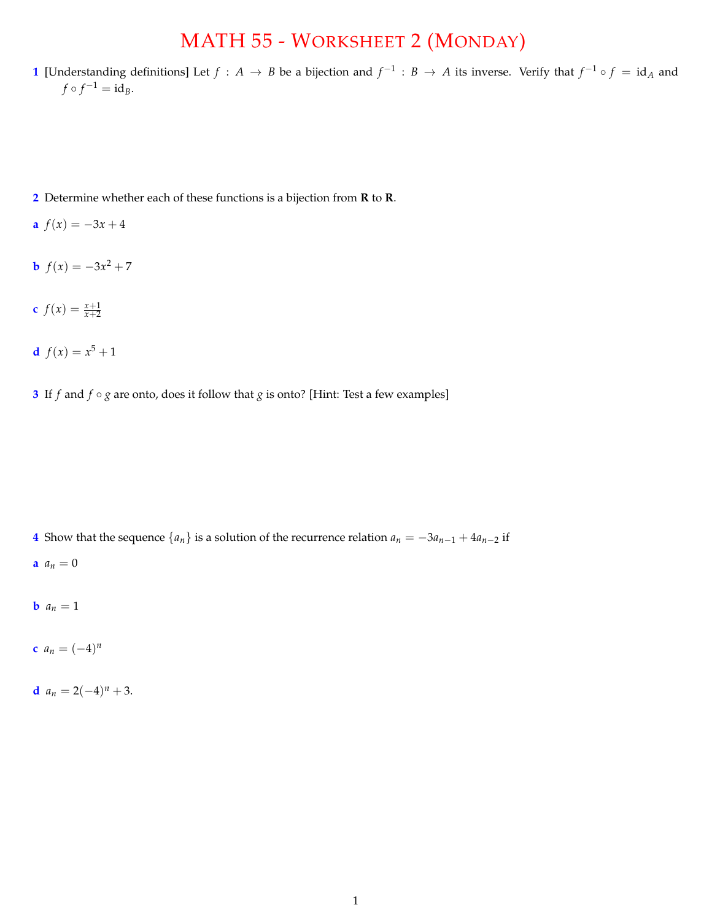# MATH 55 - Worksheet 2 (Monday)

**1** [Understanding definitions] Let $f : A \to B$ be a bijection and $f^{-1} : B \to A$ its inverse. Verify that $f^{-1} \circ f = \mathrm{id}_A$ and $f \circ f^{-1} = \mathrm{id}_B$.

**2** Determine whether each of these functions is a bijection from **R** to **R**.

**a** $f(x) = -3x + 4$

**b** $f(x) = -3x^2 + 7$

**c** $f(x) = \frac{x+1}{x+2}$

**d** $f(x) = x^5 + 1$

**3** If $f$ and $f \circ g$ are onto, does it follow that $g$ is onto? [Hint: Test a few examples]

**4** Show that the sequence $\{a_n\}$ is a solution of the recurrence relation $a_n = -3a_{n-1} + 4a_{n-2}$ if

**a** $a_n = 0$

**b** $a_n = 1$

**c** $a_n = (-4)^n$

**d** $a_n = 2(-4)^n + 3$.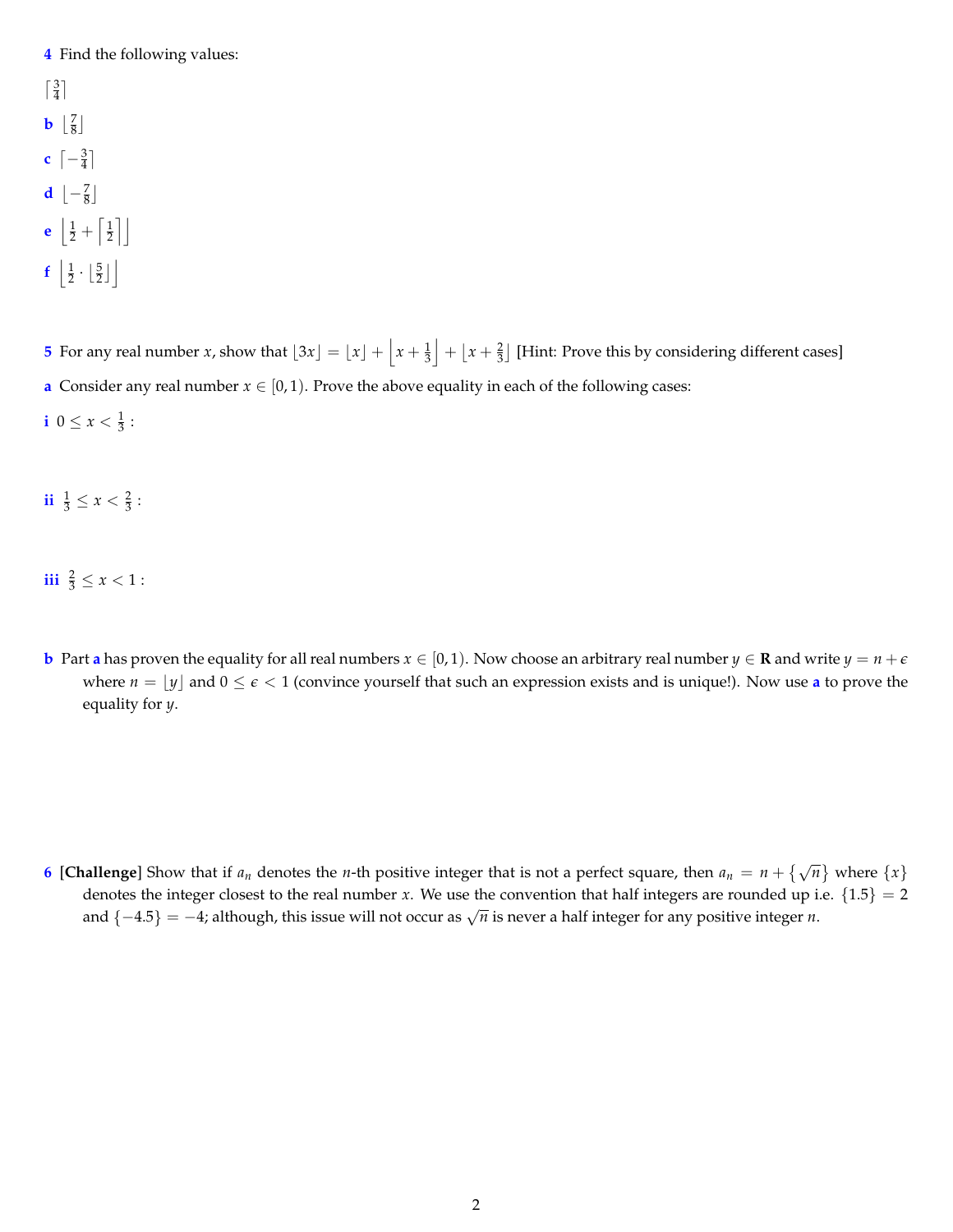**4** Find the following values:

$\left\lceil \frac{3}{4} \right\rceil$

**b** $\left\lfloor \frac{7}{8} \right\rfloor$

**c** $\left\lceil -\frac{3}{4} \right\rceil$

**d** $\left\lfloor -\frac{7}{8} \right\rfloor$

**e** $\left\lfloor \frac{1}{2} + \left\lceil \frac{1}{2} \right\rceil \right\rfloor$

**f** $\left\lfloor \frac{1}{2} \cdot \left\lfloor \frac{5}{2} \right\rfloor \right\rfloor$

**5** For any real number $x$, show that $\lfloor 3x \rfloor = \lfloor x \rfloor + \left\lfloor x + \frac{1}{3} \right\rfloor + \lfloor x + \frac{2}{3} \rfloor$ [Hint: Prove this by considering different cases]

**a** Consider any real number $x \in [0, 1)$. Prove the above equality in each of the following cases:

**i** $0 \leq x < \frac{1}{3}$ :

**ii** $\frac{1}{3} \leq x < \frac{2}{3}$ :

**iii** $\frac{2}{3} \leq x < 1$ :

**b** Part **a** has proven the equality for all real numbers $x \in [0, 1)$. Now choose an arbitrary real number $y \in \mathbf{R}$ and write $y = n + \epsilon$ where $n = \lfloor y \rfloor$ and $0 \leq \epsilon < 1$ (convince yourself that such an expression exists and is unique!). Now use **a** to prove the equality for $y$.

**6** **[Challenge]** Show that if $a_n$ denotes the $n$-th positive integer that is not a perfect square, then $a_n = n + \left\{ \sqrt{n} \right\}$ where $\{x\}$ denotes the integer closest to the real number $x$. We use the convention that half integers are rounded up i.e. $\{1.5\} = 2$ and $\{-4.5\} = -4$; although, this issue will not occur as $\sqrt{n}$ is never a half integer for any positive integer $n$.